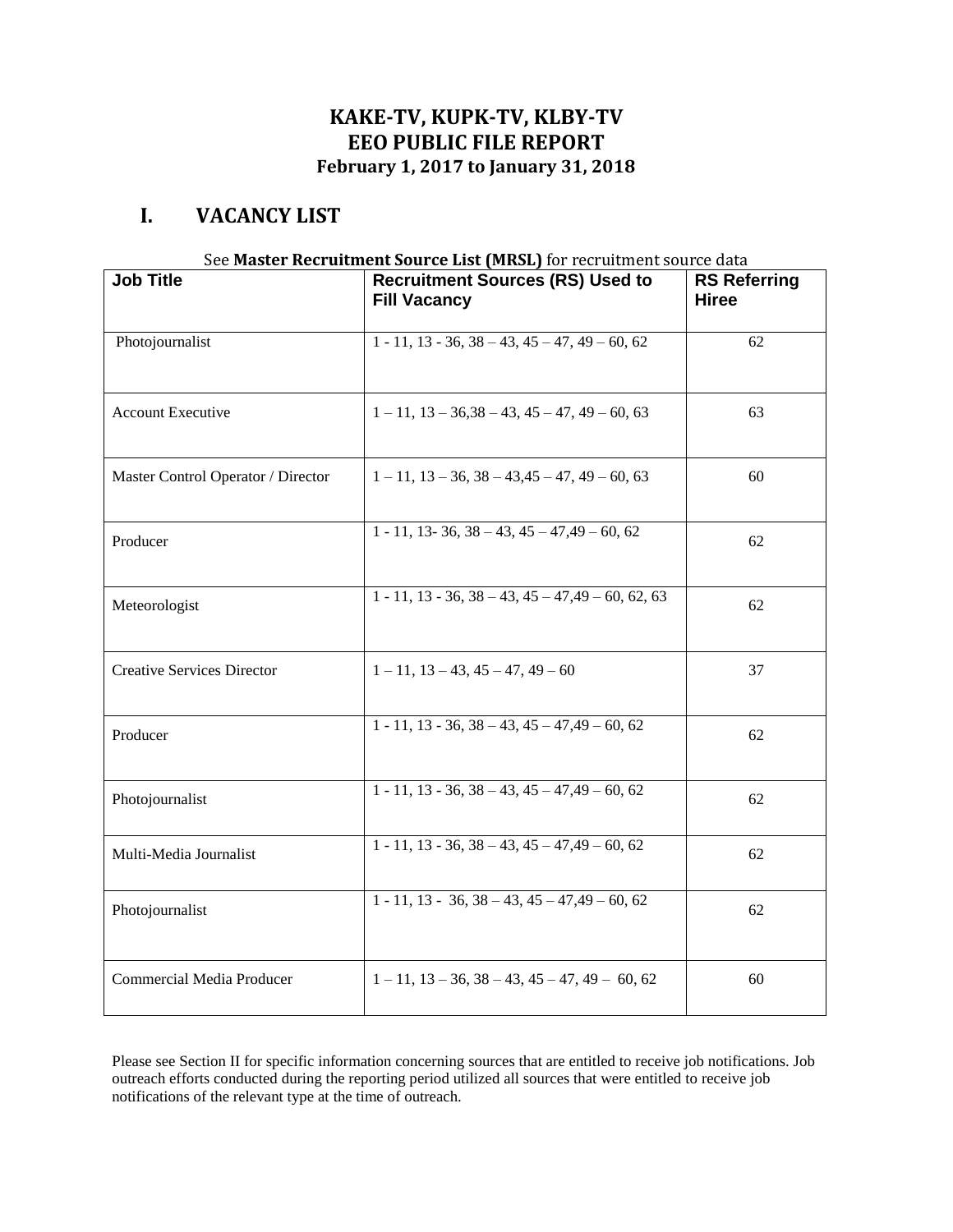# KAKE-TV, KUPK-TV, KLBY-TV
# EEO PUBLIC FILE REPORT
### February 1, 2017 to January 31, 2018

## I. VACANCY LIST

See **Master Recruitment Source List (MRSL)** for recruitment source data

| Job Title | Recruitment Sources (RS) Used to Fill Vacancy | RS Referring Hiree |
|---|---|---|
| Photojournalist | 1 - 11, 13 - 36, 38 – 43, 45 – 47, 49 – 60, 62 | 62 |
| Account Executive | 1 – 11, 13 – 36,38 – 43, 45 – 47, 49 – 60, 63 | 63 |
| Master Control Operator / Director | 1 – 11, 13 – 36, 38 – 43,45 – 47, 49 – 60, 63 | 60 |
| Producer | 1 - 11, 13- 36, 38 – 43, 45 – 47,49 – 60, 62 | 62 |
| Meteorologist | 1 - 11, 13 - 36, 38 – 43, 45 – 47,49 – 60, 62, 63 | 62 |
| Creative Services Director | 1 – 11, 13 – 43, 45 – 47, 49 – 60 | 37 |
| Producer | 1 - 11, 13 - 36, 38 – 43, 45 – 47,49 – 60, 62 | 62 |
| Photojournalist | 1 - 11, 13 - 36, 38 – 43, 45 – 47,49 – 60, 62 | 62 |
| Multi-Media Journalist | 1 - 11, 13 - 36, 38 – 43, 45 – 47,49 – 60, 62 | 62 |
| Photojournalist | 1 - 11, 13 - 36, 38 – 43, 45 – 47,49 – 60, 62 | 62 |
| Commercial Media Producer | 1 – 11, 13 – 36, 38 – 43, 45 – 47, 49 – 60, 62 | 60 |

Please see Section II for specific information concerning sources that are entitled to receive job notifications. Job outreach efforts conducted during the reporting period utilized all sources that were entitled to receive job notifications of the relevant type at the time of outreach.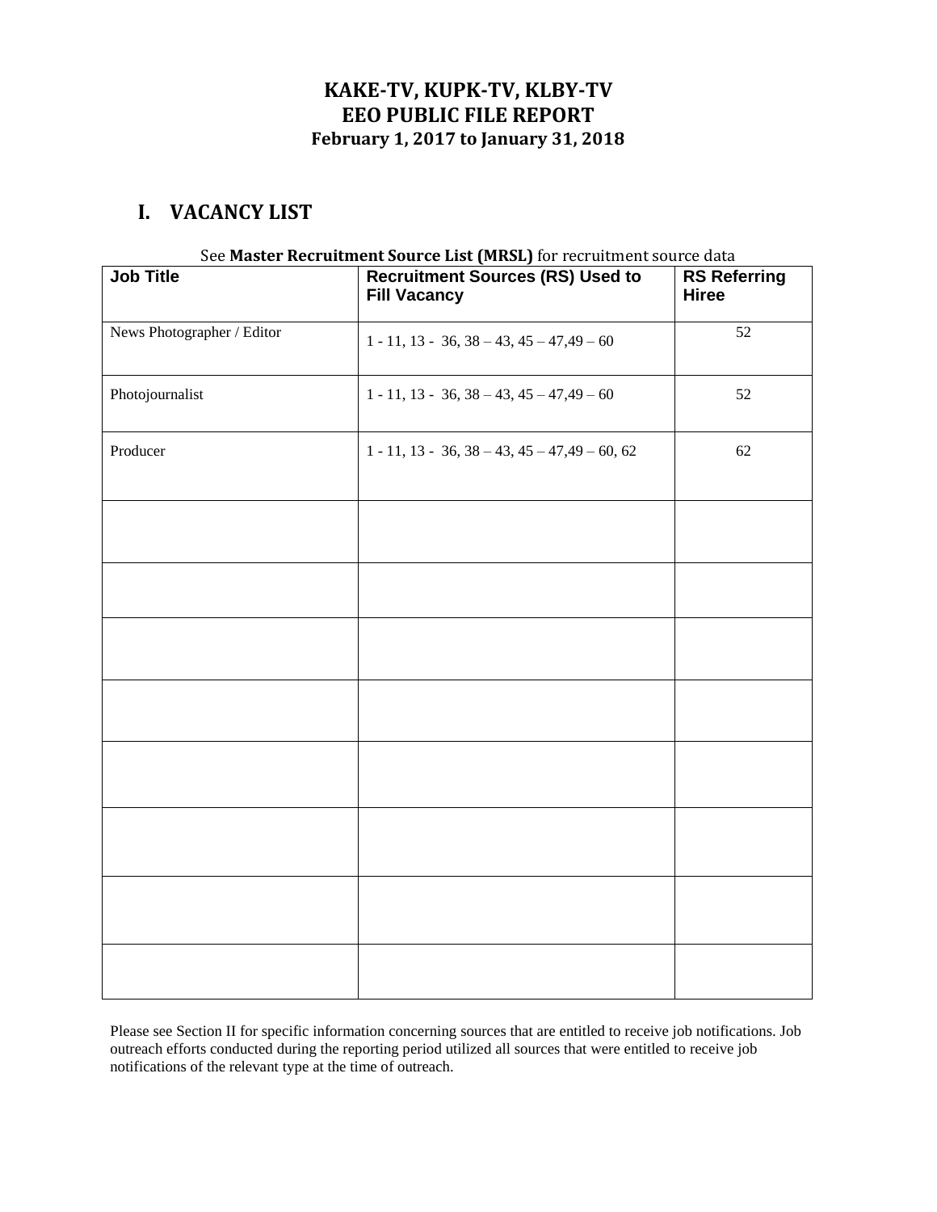# KAKE-TV, KUPK-TV, KLBY-TV
# EEO PUBLIC FILE REPORT
### February 1, 2017 to January 31, 2018

## I. VACANCY LIST

See **Master Recruitment Source List (MRSL)** for recruitment source data

| Job Title | Recruitment Sources (RS) Used to Fill Vacancy | RS Referring Hiree |
|---|---|---|
| News Photographer / Editor | 1 - 11, 13 - 36, 38 – 43, 45 – 47,49 – 60 | 52 |
| Photojournalist | 1 - 11, 13 - 36, 38 – 43, 45 – 47,49 – 60 | 52 |
| Producer | 1 - 11, 13 - 36, 38 – 43, 45 – 47,49 – 60, 62 | 62 |
| | | |
| | | |
| | | |
| | | |
| | | |
| | | |
| | | |
| | | |

Please see Section II for specific information concerning sources that are entitled to receive job notifications. Job outreach efforts conducted during the reporting period utilized all sources that were entitled to receive job notifications of the relevant type at the time of outreach.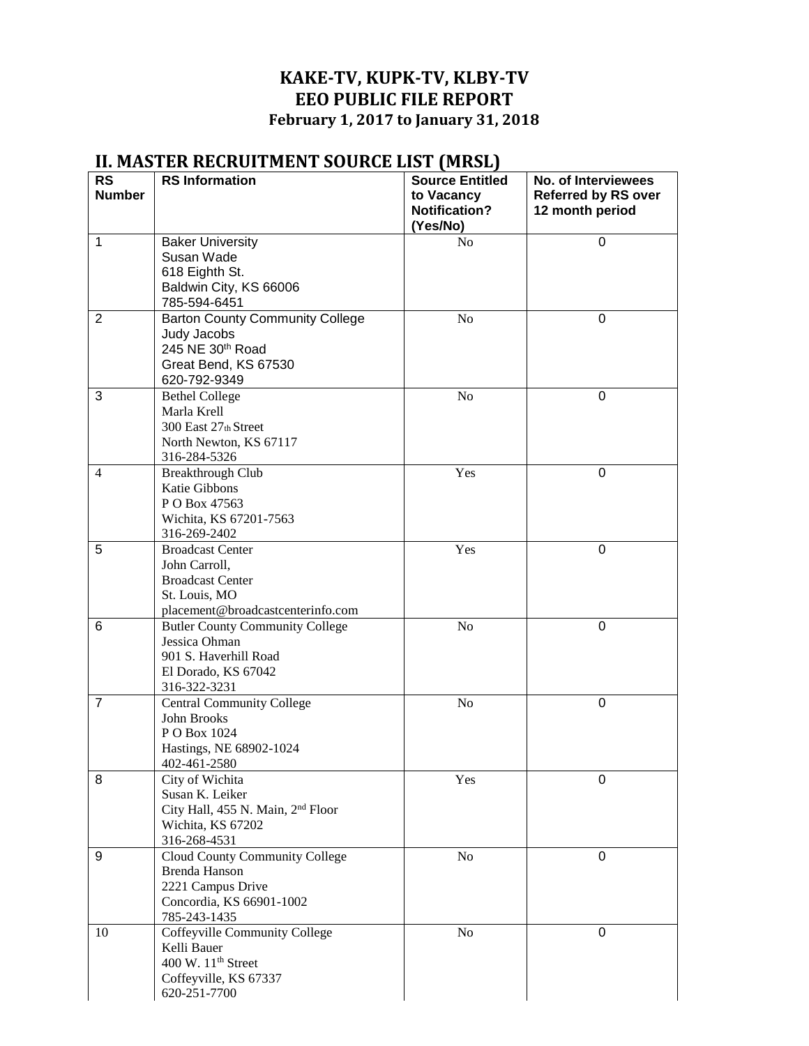# KAKE-TV, KUPK-TV, KLBY-TV
# EEO PUBLIC FILE REPORT
### February 1, 2017 to January 31, 2018

## II. MASTER RECRUITMENT SOURCE LIST (MRSL)

| RS Number | RS Information | Source Entitled to Vacancy Notification? (Yes/No) | No. of Interviewees Referred by RS over 12 month period |
|---|---|---|---|
| 1 | Baker University<br>Susan Wade<br>618 Eighth St.<br>Baldwin City, KS 66006<br>785-594-6451 | No | 0 |
| 2 | Barton County Community College<br>Judy Jacobs<br>245 NE 30th Road<br>Great Bend, KS 67530<br>620-792-9349 | No | 0 |
| 3 | Bethel College<br>Marla Krell<br>300 East 27th Street<br>North Newton, KS 67117<br>316-284-5326 | No | 0 |
| 4 | Breakthrough Club<br>Katie Gibbons<br>P O Box 47563<br>Wichita, KS 67201-7563<br>316-269-2402 | Yes | 0 |
| 5 | Broadcast Center<br>John Carroll,<br>Broadcast Center<br>St. Louis, MO<br>placement@broadcastcenterinfo.com | Yes | 0 |
| 6 | Butler County Community College<br>Jessica Ohman<br>901 S. Haverhill Road<br>El Dorado, KS 67042<br>316-322-3231 | No | 0 |
| 7 | Central Community College<br>John Brooks<br>P O Box 1024<br>Hastings, NE 68902-1024<br>402-461-2580 | No | 0 |
| 8 | City of Wichita<br>Susan K. Leiker<br>City Hall, 455 N. Main, 2nd Floor<br>Wichita, KS 67202<br>316-268-4531 | Yes | 0 |
| 9 | Cloud County Community College<br>Brenda Hanson<br>2221 Campus Drive<br>Concordia, KS 66901-1002<br>785-243-1435 | No | 0 |
| 10 | Coffeyville Community College<br>Kelli Bauer<br>400 W. 11th Street<br>Coffeyville, KS 67337<br>620-251-7700 | No | 0 |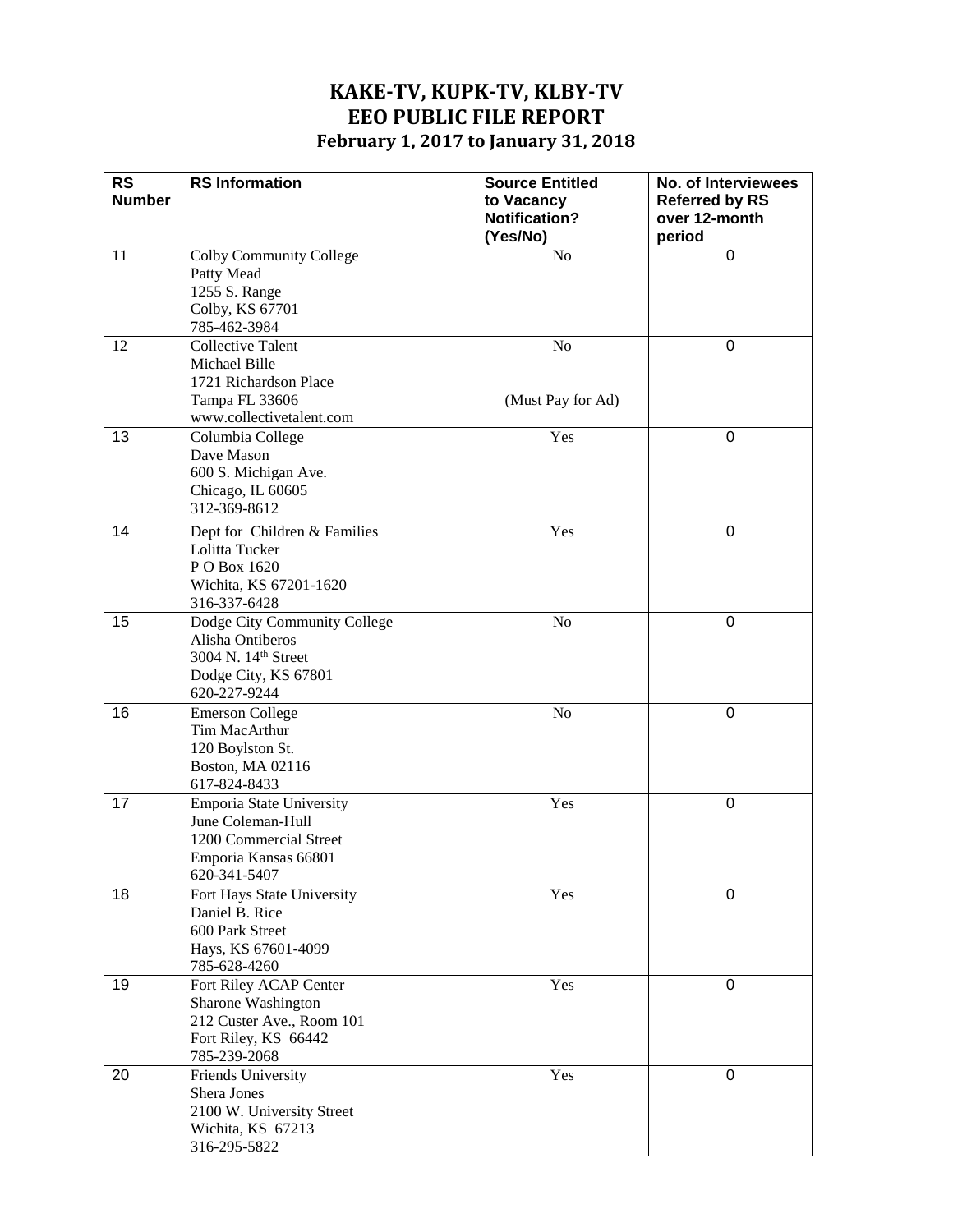# KAKE-TV, KUPK-TV, KLBY-TV
# EEO PUBLIC FILE REPORT
### February 1, 2017 to January 31, 2018

| RS Number | RS Information | Source Entitled to Vacancy Notification? (Yes/No) | No. of Interviewees Referred by RS over 12-month period |
|---|---|---|---|
| 11 | Colby Community College<br>Patty Mead<br>1255 S. Range<br>Colby, KS 67701<br>785-462-3984 | No | 0 |
| 12 | Collective Talent<br>Michael Bille<br>1721 Richardson Place<br>Tampa FL 33606<br>www.collectivetalent.com | No<br><br>(Must Pay for Ad) | 0 |
| 13 | Columbia College<br>Dave Mason<br>600 S. Michigan Ave.<br>Chicago, IL 60605<br>312-369-8612 | Yes | 0 |
| 14 | Dept for Children & Families<br>Lolitta Tucker<br>P O Box 1620<br>Wichita, KS 67201-1620<br>316-337-6428 | Yes | 0 |
| 15 | Dodge City Community College<br>Alisha Ontiberos<br>3004 N. 14th Street<br>Dodge City, KS 67801<br>620-227-9244 | No | 0 |
| 16 | Emerson College<br>Tim MacArthur<br>120 Boylston St.<br>Boston, MA 02116<br>617-824-8433 | No | 0 |
| 17 | Emporia State University<br>June Coleman-Hull<br>1200 Commercial Street<br>Emporia Kansas 66801<br>620-341-5407 | Yes | 0 |
| 18 | Fort Hays State University<br>Daniel B. Rice<br>600 Park Street<br>Hays, KS 67601-4099<br>785-628-4260 | Yes | 0 |
| 19 | Fort Riley ACAP Center<br>Sharone Washington<br>212 Custer Ave., Room 101<br>Fort Riley, KS 66442<br>785-239-2068 | Yes | 0 |
| 20 | Friends University<br>Shera Jones<br>2100 W. University Street<br>Wichita, KS 67213<br>316-295-5822 | Yes | 0 |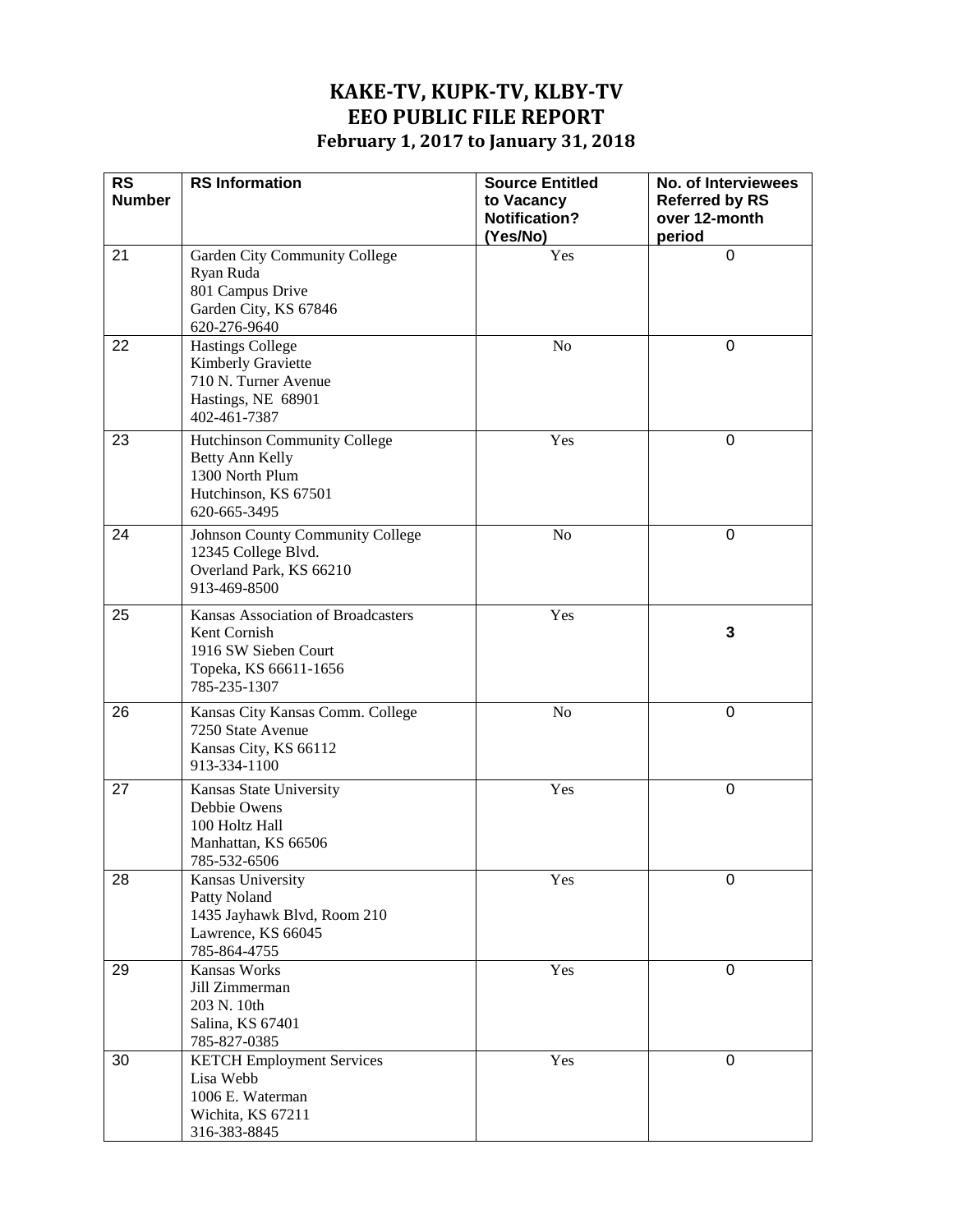# KAKE-TV, KUPK-TV, KLBY-TV
## EEO PUBLIC FILE REPORT
### February 1, 2017 to January 31, 2018

| RS Number | RS Information | Source Entitled to Vacancy Notification? (Yes/No) | No. of Interviewees Referred by RS over 12-month period |
|---|---|---|---|
| 21 | Garden City Community College<br>Ryan Ruda<br>801 Campus Drive<br>Garden City, KS 67846<br>620-276-9640 | Yes | 0 |
| 22 | Hastings College<br>Kimberly Graviette<br>710 N. Turner Avenue<br>Hastings, NE 68901<br>402-461-7387 | No | 0 |
| 23 | Hutchinson Community College<br>Betty Ann Kelly<br>1300 North Plum<br>Hutchinson, KS 67501<br>620-665-3495 | Yes | 0 |
| 24 | Johnson County Community College<br>12345 College Blvd.<br>Overland Park, KS 66210<br>913-469-8500 | No | 0 |
| 25 | Kansas Association of Broadcasters<br>Kent Cornish<br>1916 SW Sieben Court<br>Topeka, KS 66611-1656<br>785-235-1307 | Yes | **3** |
| 26 | Kansas City Kansas Comm. College<br>7250 State Avenue<br>Kansas City, KS 66112<br>913-334-1100 | No | 0 |
| 27 | Kansas State University<br>Debbie Owens<br>100 Holtz Hall<br>Manhattan, KS 66506<br>785-532-6506 | Yes | 0 |
| 28 | Kansas University<br>Patty Noland<br>1435 Jayhawk Blvd, Room 210<br>Lawrence, KS 66045<br>785-864-4755 | Yes | 0 |
| 29 | Kansas Works<br>Jill Zimmerman<br>203 N. 10th<br>Salina, KS 67401<br>785-827-0385 | Yes | 0 |
| 30 | KETCH Employment Services<br>Lisa Webb<br>1006 E. Waterman<br>Wichita, KS 67211<br>316-383-8845 | Yes | 0 |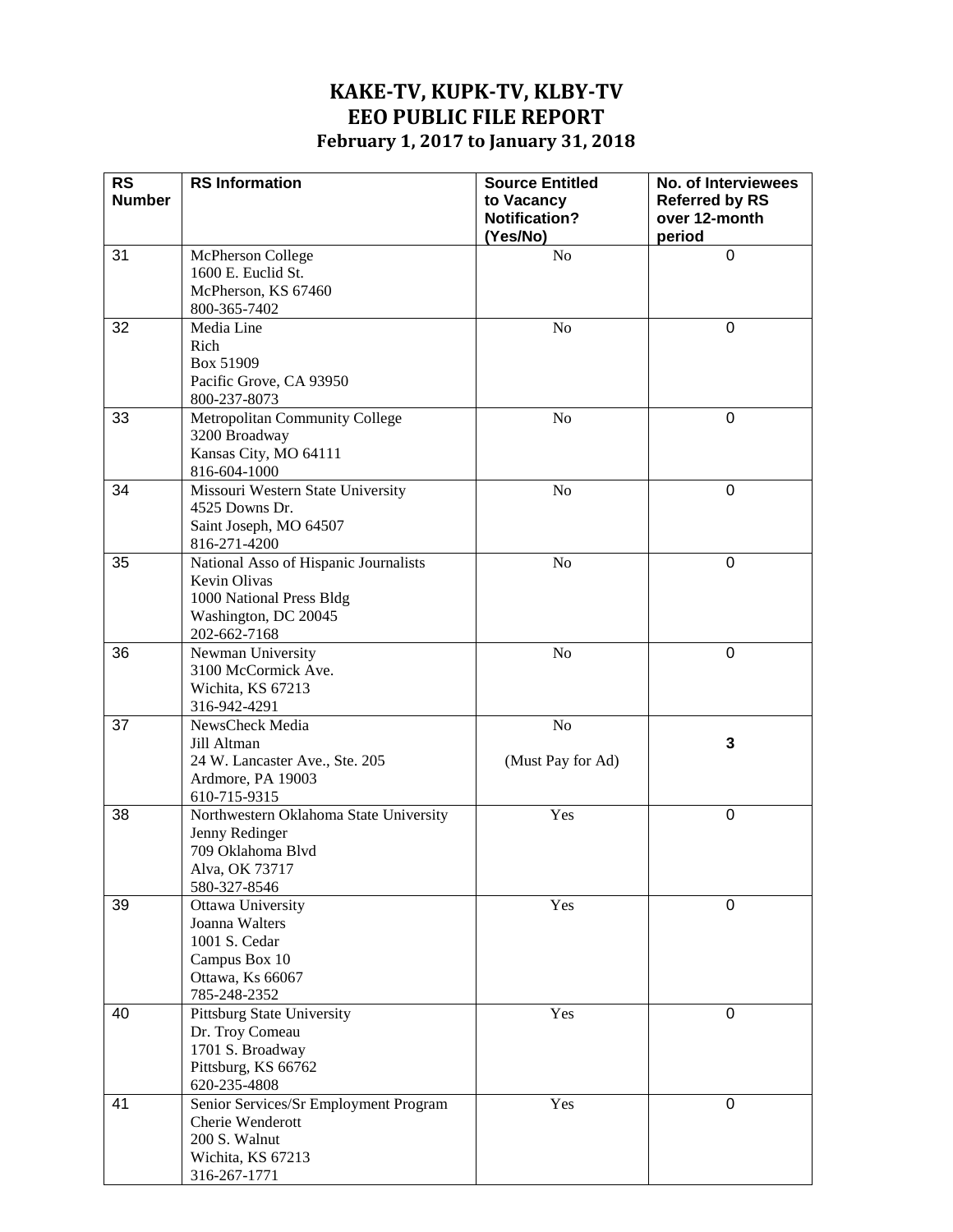# KAKE-TV, KUPK-TV, KLBY-TV
# EEO PUBLIC FILE REPORT
### February 1, 2017 to January 31, 2018

| RS Number | RS Information | Source Entitled to Vacancy Notification? (Yes/No) | No. of Interviewees Referred by RS over 12-month period |
|---|---|---|---|
| 31 | McPherson College<br>1600 E. Euclid St.<br>McPherson, KS 67460<br>800-365-7402 | No | 0 |
| 32 | Media Line<br>Rich<br>Box 51909<br>Pacific Grove, CA 93950<br>800-237-8073 | No | 0 |
| 33 | Metropolitan Community College<br>3200 Broadway<br>Kansas City, MO 64111<br>816-604-1000 | No | 0 |
| 34 | Missouri Western State University<br>4525 Downs Dr.<br>Saint Joseph, MO 64507<br>816-271-4200 | No | 0 |
| 35 | National Asso of Hispanic Journalists<br>Kevin Olivas<br>1000 National Press Bldg<br>Washington, DC 20045<br>202-662-7168 | No | 0 |
| 36 | Newman University<br>3100 McCormick Ave.<br>Wichita, KS 67213<br>316-942-4291 | No | 0 |
| 37 | NewsCheck Media<br>Jill Altman<br>24 W. Lancaster Ave., Ste. 205<br>Ardmore, PA 19003<br>610-715-9315 | No<br>(Must Pay for Ad) | **3** |
| 38 | Northwestern Oklahoma State University<br>Jenny Redinger<br>709 Oklahoma Blvd<br>Alva, OK 73717<br>580-327-8546 | Yes | 0 |
| 39 | Ottawa University<br>Joanna Walters<br>1001 S. Cedar<br>Campus Box 10<br>Ottawa, Ks 66067<br>785-248-2352 | Yes | 0 |
| 40 | Pittsburg State University<br>Dr. Troy Comeau<br>1701 S. Broadway<br>Pittsburg, KS 66762<br>620-235-4808 | Yes | 0 |
| 41 | Senior Services/Sr Employment Program<br>Cherie Wenderott<br>200 S. Walnut<br>Wichita, KS 67213<br>316-267-1771 | Yes | 0 |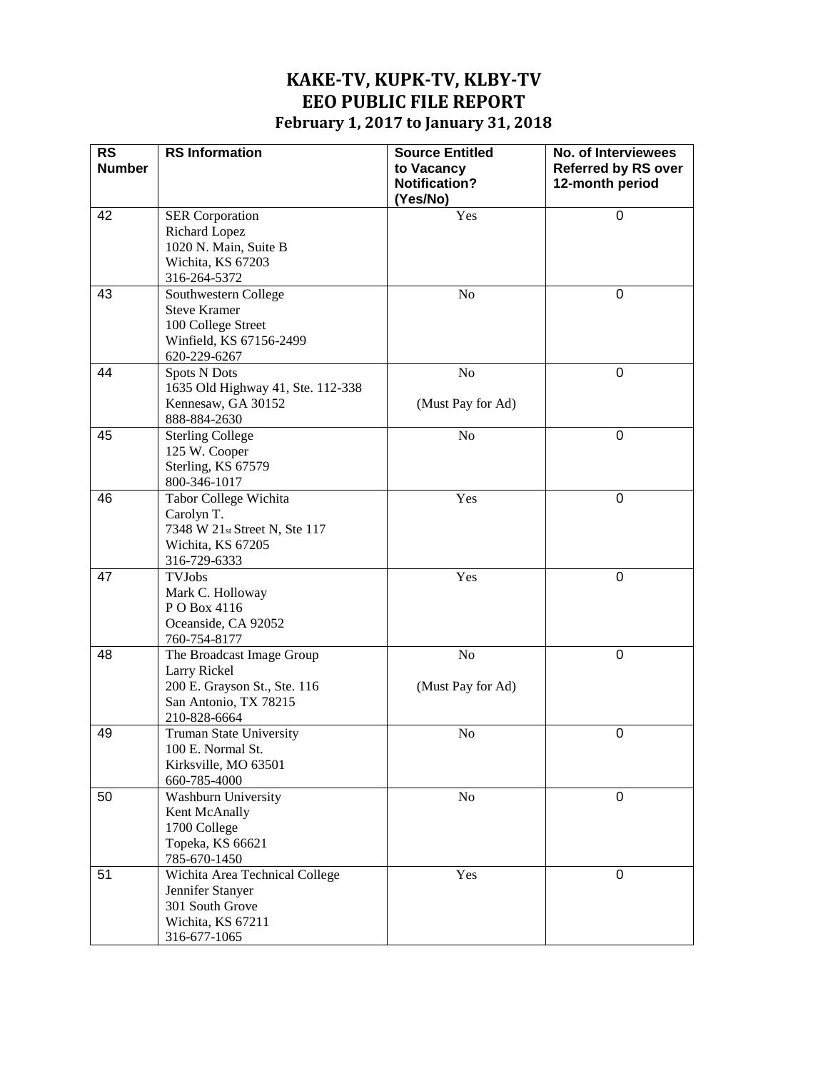# KAKE-TV, KUPK-TV, KLBY-TV
# EEO PUBLIC FILE REPORT
### February 1, 2017 to January 31, 2018

| RS Number | RS Information | Source Entitled to Vacancy Notification? (Yes/No) | No. of Interviewees Referred by RS over 12-month period |
|---|---|---|---|
| 42 | SER Corporation<br>Richard Lopez<br>1020 N. Main, Suite B<br>Wichita, KS 67203<br>316-264-5372 | Yes | 0 |
| 43 | Southwestern College<br>Steve Kramer<br>100 College Street<br>Winfield, KS 67156-2499<br>620-229-6267 | No | 0 |
| 44 | Spots N Dots<br>1635 Old Highway 41, Ste. 112-338<br>Kennesaw, GA 30152<br>888-884-2630 | No<br><br>(Must Pay for Ad) | 0 |
| 45 | Sterling College<br>125 W. Cooper<br>Sterling, KS 67579<br>800-346-1017 | No | 0 |
| 46 | Tabor College Wichita<br>Carolyn T.<br>7348 W 21st Street N, Ste 117<br>Wichita, KS 67205<br>316-729-6333 | Yes | 0 |
| 47 | TVJobs<br>Mark C. Holloway<br>P O Box 4116<br>Oceanside, CA 92052<br>760-754-8177 | Yes | 0 |
| 48 | The Broadcast Image Group<br>Larry Rickel<br>200 E. Grayson St., Ste. 116<br>San Antonio, TX 78215<br>210-828-6664 | No<br><br>(Must Pay for Ad) | 0 |
| 49 | Truman State University<br>100 E. Normal St.<br>Kirksville, MO 63501<br>660-785-4000 | No | 0 |
| 50 | Washburn University<br>Kent McAnally<br>1700 College<br>Topeka, KS 66621<br>785-670-1450 | No | 0 |
| 51 | Wichita Area Technical College<br>Jennifer Stanyer<br>301 South Grove<br>Wichita, KS 67211<br>316-677-1065 | Yes | 0 |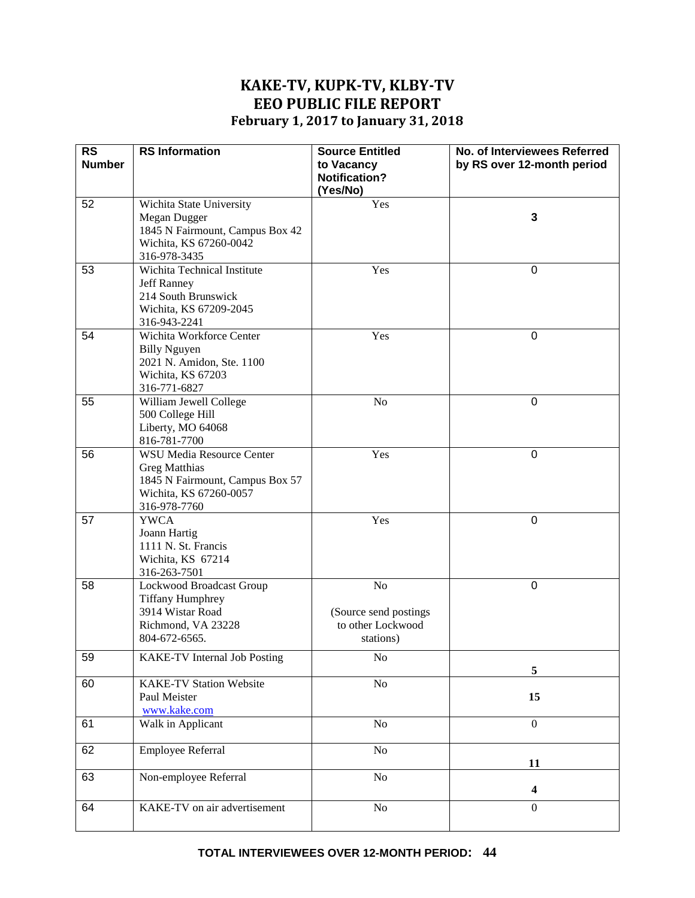# KAKE-TV, KUPK-TV, KLBY-TV
## EEO PUBLIC FILE REPORT
### February 1, 2017 to January 31, 2018

| RS Number | RS Information | Source Entitled to Vacancy Notification? (Yes/No) | No. of Interviewees Referred by RS over 12-month period |
|---|---|---|---|
| 52 | Wichita State University<br>Megan Dugger<br>1845 N Fairmount, Campus Box 42<br>Wichita, KS 67260-0042<br>316-978-3435 | Yes | **3** |
| 53 | Wichita Technical Institute<br>Jeff Ranney<br>214 South Brunswick<br>Wichita, KS 67209-2045<br>316-943-2241 | Yes | 0 |
| 54 | Wichita Workforce Center<br>Billy Nguyen<br>2021 N. Amidon, Ste. 1100<br>Wichita, KS 67203<br>316-771-6827 | Yes | 0 |
| 55 | William Jewell College<br>500 College Hill<br>Liberty, MO 64068<br>816-781-7700 | No | 0 |
| 56 | WSU Media Resource Center<br>Greg Matthias<br>1845 N Fairmount, Campus Box 57<br>Wichita, KS 67260-0057<br>316-978-7760 | Yes | 0 |
| 57 | YWCA<br>Joann Hartig<br>1111 N. St. Francis<br>Wichita, KS 67214<br>316-263-7501 | Yes | 0 |
| 58 | Lockwood Broadcast Group<br>Tiffany Humphrey<br>3914 Wistar Road<br>Richmond, VA 23228<br>804-672-6565. | No<br><br>(Source send postings to other Lockwood stations) | 0 |
| 59 | KAKE-TV Internal Job Posting | No | **5** |
| 60 | KAKE-TV Station Website<br>Paul Meister<br>www.kake.com | No | **15** |
| 61 | Walk in Applicant | No | 0 |
| 62 | Employee Referral | No | **11** |
| 63 | Non-employee Referral | No | **4** |
| 64 | KAKE-TV on air advertisement | No | 0 |

**TOTAL INTERVIEWEES OVER 12-MONTH PERIOD: 44**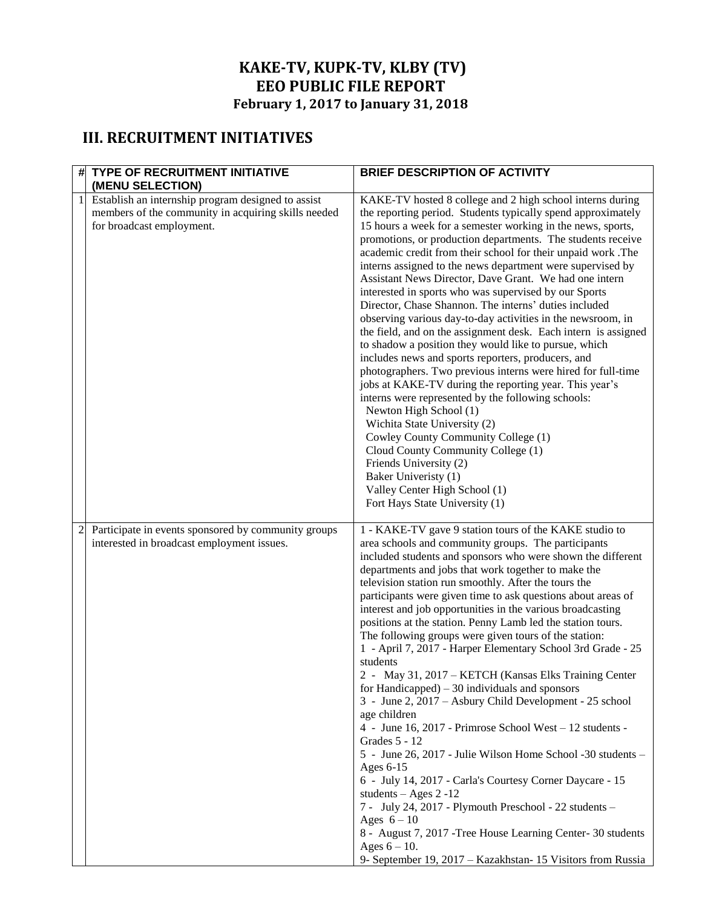# KAKE-TV, KUPK-TV, KLBY (TV) EEO PUBLIC FILE REPORT

### February 1, 2017 to January 31, 2018

## III. RECRUITMENT INITIATIVES

| # | TYPE OF RECRUITMENT INITIATIVE (MENU SELECTION) | BRIEF DESCRIPTION OF ACTIVITY |
|---|---|---|
| 1 | Establish an internship program designed to assist members of the community in acquiring skills needed for broadcast employment. | KAKE-TV hosted 8 college and 2 high school interns during the reporting period. Students typically spend approximately 15 hours a week for a semester working in the news, sports, promotions, or production departments. The students receive academic credit from their school for their unpaid work .The interns assigned to the news department were supervised by Assistant News Director, Dave Grant. We had one intern interested in Sports who was supervised by our Sports Director, Chase Shannon. The interns' duties included observing various day-to-day activities in the newsroom, in the field, and on the assignment desk. Each intern is assigned to shadow a position they would like to pursue, which includes news and sports reporters, producers, and photographers. Two previous interns were hired for full-time jobs at KAKE-TV during the reporting year. This year's interns were represented by the following schools:<br>Newton High School (1)<br>Wichita State University (2)<br>Cowley County Community College (1)<br>Cloud County Community College (1)<br>Friends University (2)<br>Baker Univeristy (1)<br>Valley Center High School (1)<br>Fort Hays State University (1) |
| 2 | Participate in events sponsored by community groups interested in broadcast employment issues. | 1 - KAKE-TV gave 9 station tours of the KAKE studio to area schools and community groups. The participants included students and sponsors who were shown the different departments and jobs that work together to make the television station run smoothly. After the tours the participants were given time to ask questions about areas of interest and job opportunities in the various broadcasting positions at the station. Penny Lamb led the station tours. The following groups were given tours of the station:<br>1 - April 7, 2017 - Harper Elementary School 3rd Grade - 25 students<br>2 - May 31, 2017 – KETCH (Kansas Elks Training Center for Handicapped) – 30 individuals and sponsors<br>3 - June 2, 2017 – Asbury Child Development - 25 school age children<br>4 - June 16, 2017 - Primrose School West – 12 students - Grades 5 - 12<br>5 - June 26, 2017 - Julie Wilson Home School -30 students – Ages 6-15<br>6 - July 14, 2017 - Carla's Courtesy Corner Daycare - 15 students – Ages 2 -12<br>7 - July 24, 2017 - Plymouth Preschool - 22 students – Ages 6 – 10<br>8 - August 7, 2017 -Tree House Learning Center- 30 students Ages 6 – 10.<br>9- September 19, 2017 – Kazakhstan- 15 Visitors from Russia |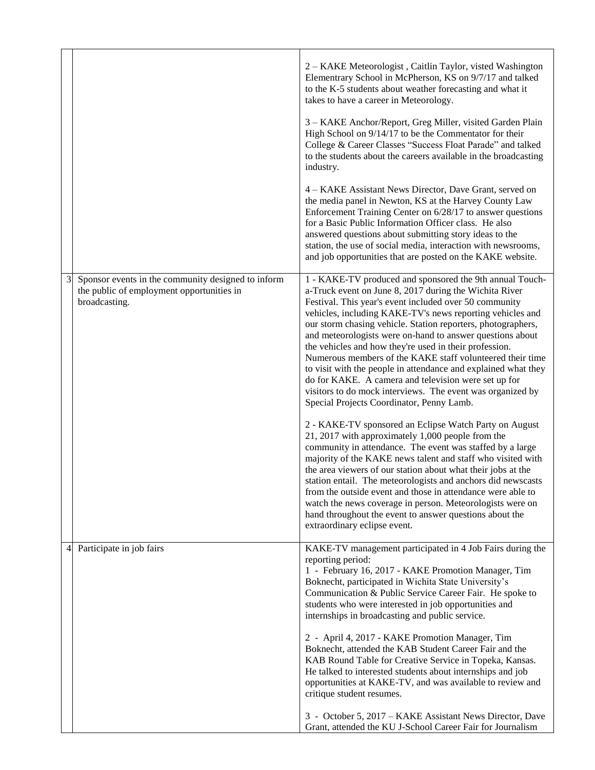| | | |
|---|---|---|
| | | 2 – KAKE Meteorologist , Caitlin Taylor, visted Washington Elementrary School in McPherson, KS on 9/7/17 and talked to the K-5 students about weather forecasting and what it takes to have a career in Meteorology.<br><br>3 – KAKE Anchor/Report, Greg Miller, visited Garden Plain High School on 9/14/17 to be the Commentator for their College & Career Classes "Success Float Parade" and talked to the students about the careers available in the broadcasting industry.<br><br>4 – KAKE Assistant News Director, Dave Grant, served on the media panel in Newton, KS at the Harvey County Law Enforcement Training Center on 6/28/17 to answer questions for a Basic Public Information Officer class. He also answered questions about submitting story ideas to the station, the use of social media, interaction with newsrooms, and job opportunities that are posted on the KAKE website. |
| 3 | Sponsor events in the community designed to inform the public of employment opportunities in broadcasting. | 1 - KAKE-TV produced and sponsored the 9th annual Touch-a-Truck event on June 8, 2017 during the Wichita River Festival. This year's event included over 50 community vehicles, including KAKE-TV's news reporting vehicles and our storm chasing vehicle. Station reporters, photographers, and meteorologists were on-hand to answer questions about the vehicles and how they're used in their profession. Numerous members of the KAKE staff volunteered their time to visit with the people in attendance and explained what they do for KAKE. A camera and television were set up for visitors to do mock interviews. The event was organized by Special Projects Coordinator, Penny Lamb.<br><br>2 - KAKE-TV sponsored an Eclipse Watch Party on August 21, 2017 with approximately 1,000 people from the community in attendance. The event was staffed by a large majority of the KAKE news talent and staff who visited with the area viewers of our station about what their jobs at the station entail. The meteorologists and anchors did newscasts from the outside event and those in attendance were able to watch the news coverage in person. Meteorologists were on hand throughout the event to answer questions about the extraordinary eclipse event. |
| 4 | Participate in job fairs | KAKE-TV management participated in 4 Job Fairs during the reporting period:<br>1 - February 16, 2017 - KAKE Promotion Manager, Tim Boknecht, participated in Wichita State University's Communication & Public Service Career Fair. He spoke to students who were interested in job opportunities and internships in broadcasting and public service.<br><br>2 - April 4, 2017 - KAKE Promotion Manager, Tim Boknecht, attended the KAB Student Career Fair and the KAB Round Table for Creative Service in Topeka, Kansas. He talked to interested students about internships and job opportunities at KAKE-TV, and was available to review and critique student resumes.<br><br>3 - October 5, 2017 – KAKE Assistant News Director, Dave Grant, attended the KU J-School Career Fair for Journalism |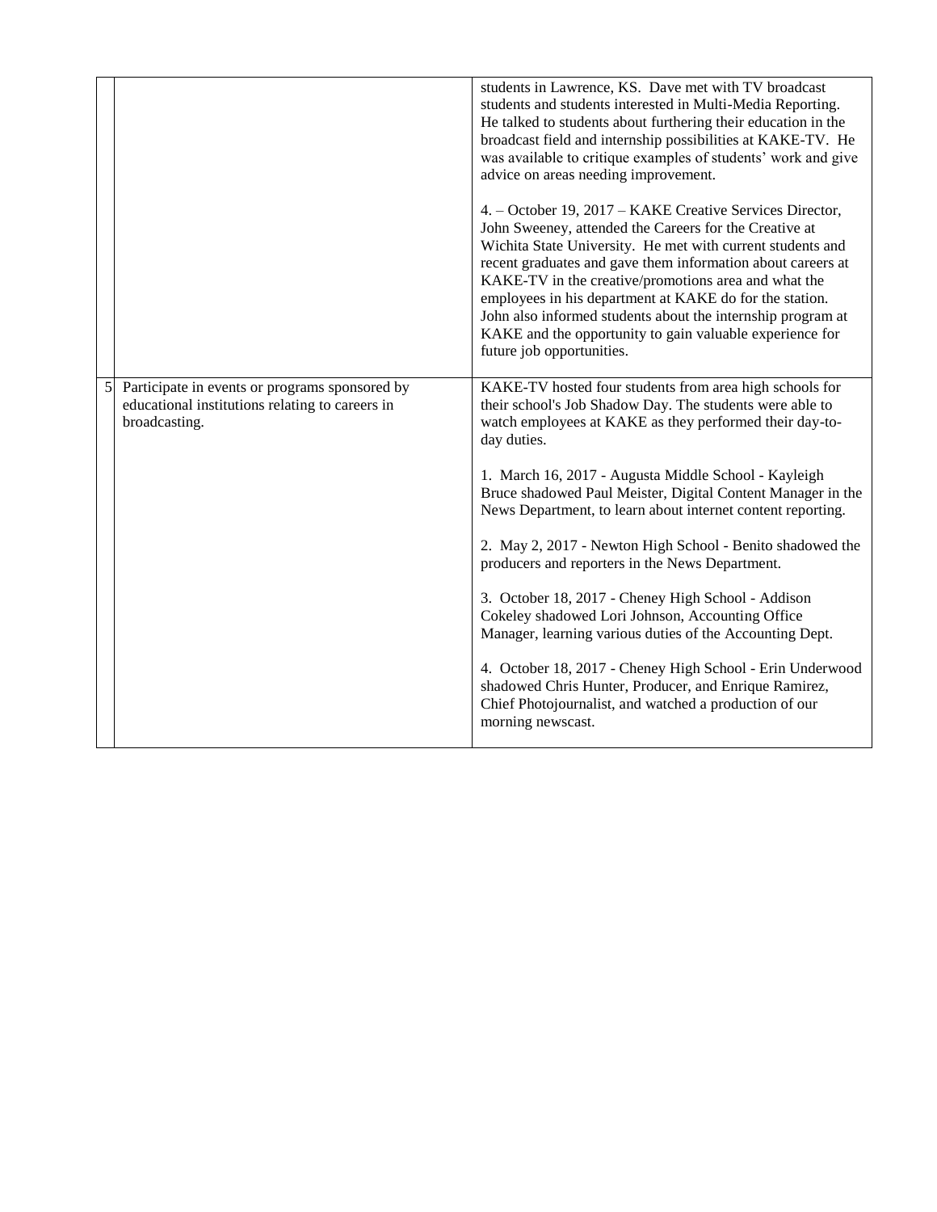| | | |
|---|---|---|
| | | students in Lawrence, KS. Dave met with TV broadcast students and students interested in Multi-Media Reporting. He talked to students about furthering their education in the broadcast field and internship possibilities at KAKE-TV. He was available to critique examples of students' work and give advice on areas needing improvement.<br><br>4. – October 19, 2017 – KAKE Creative Services Director, John Sweeney, attended the Careers for the Creative at Wichita State University. He met with current students and recent graduates and gave them information about careers at KAKE-TV in the creative/promotions area and what the employees in his department at KAKE do for the station. John also informed students about the internship program at KAKE and the opportunity to gain valuable experience for future job opportunities. |
| 5 | Participate in events or programs sponsored by educational institutions relating to careers in broadcasting. | KAKE-TV hosted four students from area high schools for their school's Job Shadow Day. The students were able to watch employees at KAKE as they performed their day-to-day duties.<br><br>1. March 16, 2017 - Augusta Middle School - Kayleigh Bruce shadowed Paul Meister, Digital Content Manager in the News Department, to learn about internet content reporting.<br><br>2. May 2, 2017 - Newton High School - Benito shadowed the producers and reporters in the News Department.<br><br>3. October 18, 2017 - Cheney High School - Addison Cokeley shadowed Lori Johnson, Accounting Office Manager, learning various duties of the Accounting Dept.<br><br>4. October 18, 2017 - Cheney High School - Erin Underwood shadowed Chris Hunter, Producer, and Enrique Ramirez, Chief Photojournalist, and watched a production of our morning newscast. |